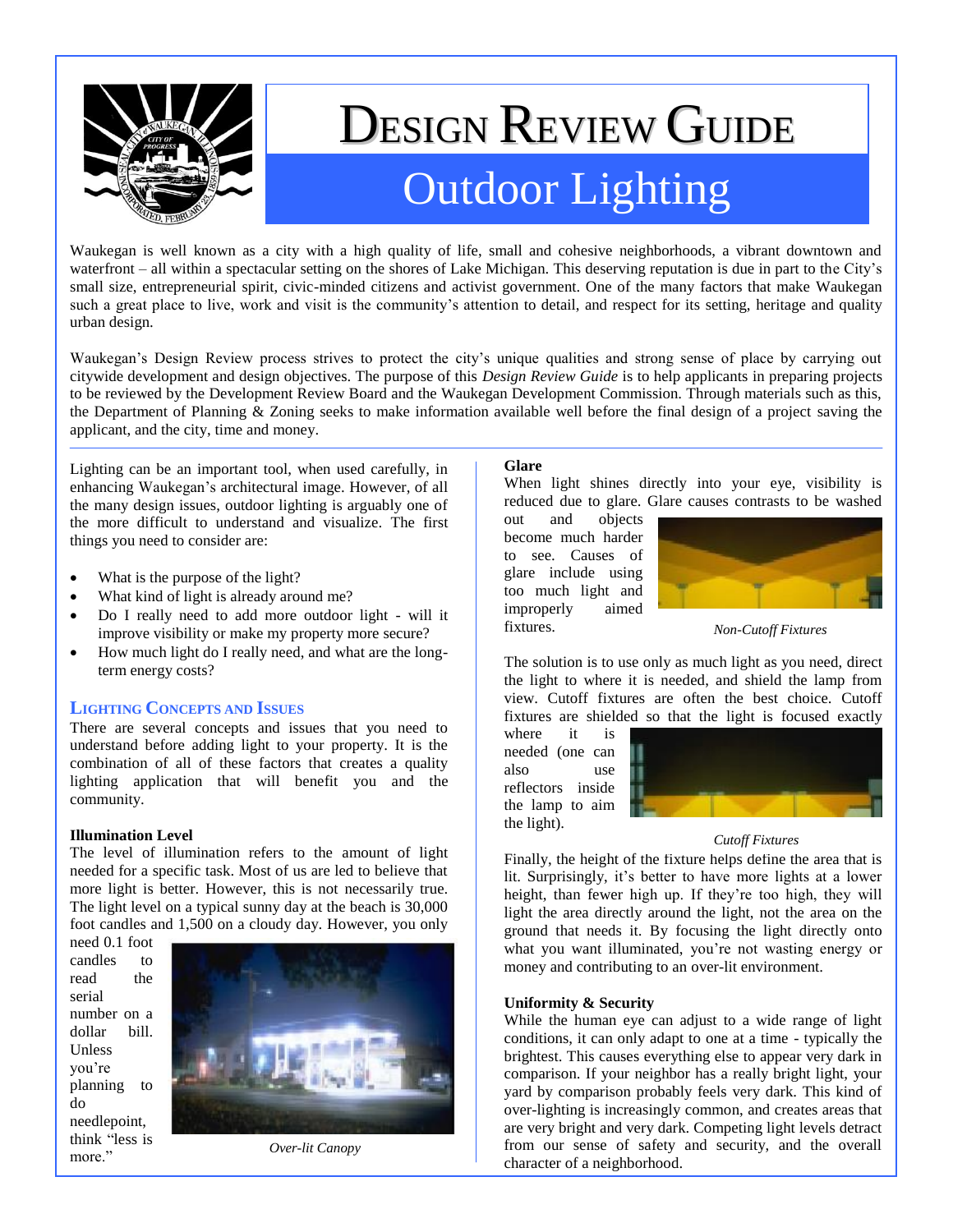# Design Review Guide

## Outdoor Lighting

Waukegan is well known as a city with a high quality of life, small and cohesive neighborhoods, a vibrant downtown and waterfront – all within a spectacular setting on the shores of Lake Michigan. This deserving reputation is due in part to the City's small size, entrepreneurial spirit, civic-minded citizens and activist government. One of the many factors that make Waukegan such a great place to live, work and visit is the community's attention to detail, and respect for its setting, heritage and quality urban design.

Waukegan's Design Review process strives to protect the city's unique qualities and strong sense of place by carrying out citywide development and design objectives. The purpose of this *Design Review Guide* is to help applicants in preparing projects to be reviewed by the Development Review Board and the Waukegan Development Commission. Through materials such as this, the Department of Planning & Zoning seeks to make information available well before the final design of a project saving the applicant, and the city, time and money.

---

Lighting can be an important tool, when used carefully, in enhancing Waukegan's architectural image. However, of all the many design issues, outdoor lighting is arguably one of the more difficult to understand and visualize. The first things you need to consider are:

- What is the purpose of the light?
- What kind of light is already around me?
- Do I really need to add more outdoor light - will it improve visibility or make my property more secure?
- How much light do I really need, and what are the long-term energy costs?

### Lighting Concepts and Issues

There are several concepts and issues that you need to understand before adding light to your property. It is the combination of all of these factors that creates a quality lighting application that will benefit you and the community.

**Illumination Level**

The level of illumination refers to the amount of light needed for a specific task. Most of us are led to believe that more light is better. However, this is not necessarily true. The light level on a typical sunny day at the beach is 30,000 foot candles and 1,500 on a cloudy day. However, you only need 0.1 foot candles to read the serial number on a dollar bill. Unless you're planning to do needlepoint, think "less is more."

*Over-lit Canopy*

**Glare**

When light shines directly into your eye, visibility is reduced due to glare. Glare causes contrasts to be washed out and objects become much harder to see. Causes of glare include using too much light and improperly aimed fixtures.

*Non-Cutoff Fixtures*

The solution is to use only as much light as you need, direct the light to where it is needed, and shield the lamp from view. Cutoff fixtures are often the best choice. Cutoff fixtures are shielded so that the light is focused exactly where it is needed (one can also use reflectors inside the lamp to aim the light).

*Cutoff Fixtures*

Finally, the height of the fixture helps define the area that is lit. Surprisingly, it's better to have more lights at a lower height, than fewer high up. If they're too high, they will light the area directly around the light, not the area on the ground that needs it. By focusing the light directly onto what you want illuminated, you're not wasting energy or money and contributing to an over-lit environment.

**Uniformity & Security**

While the human eye can adjust to a wide range of light conditions, it can only adapt to one at a time - typically the brightest. This causes everything else to appear very dark in comparison. If your neighbor has a really bright light, your yard by comparison probably feels very dark. This kind of over-lighting is increasingly common, and creates areas that are very bright and very dark. Competing light levels detract from our sense of safety and security, and the overall character of a neighborhood.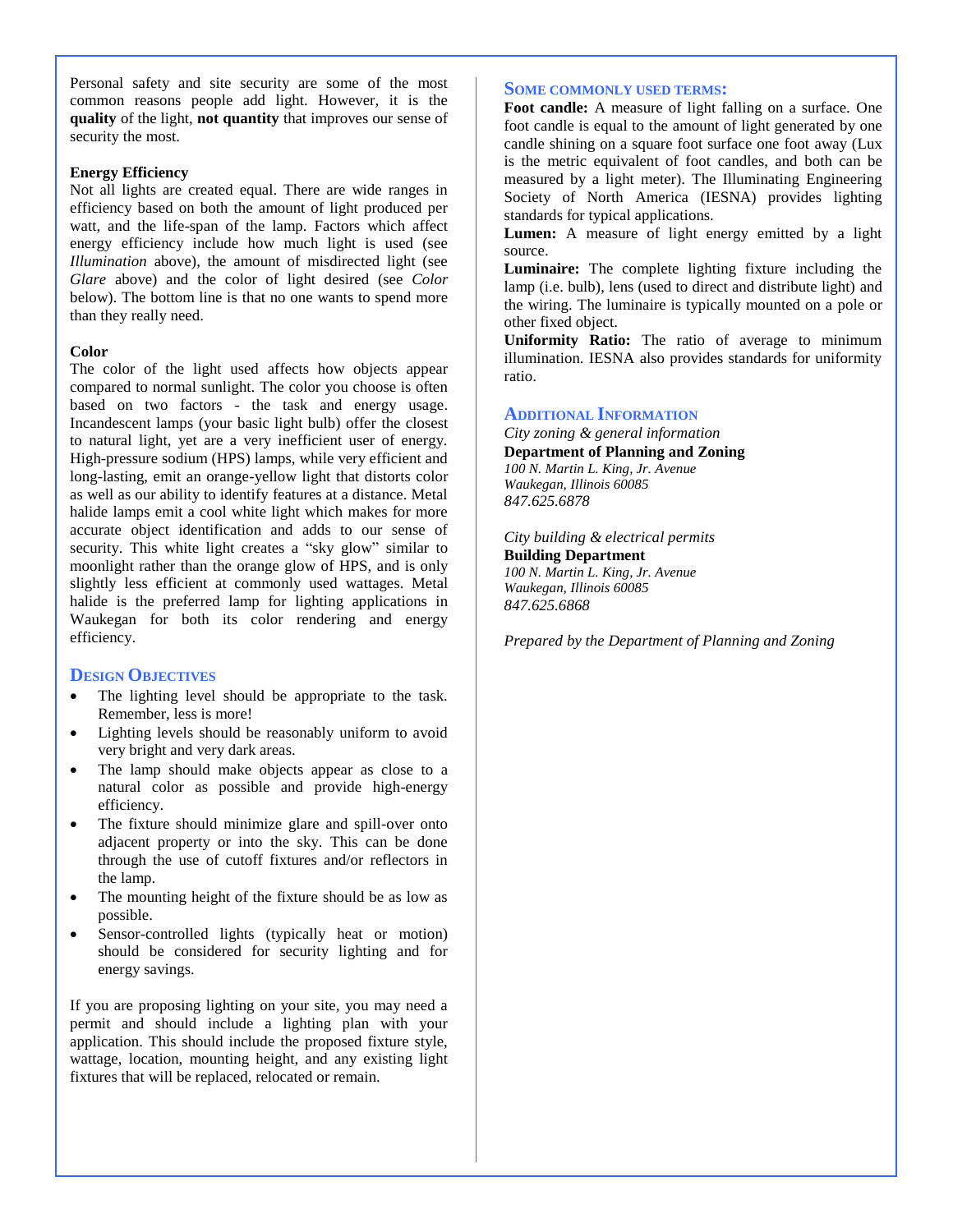Personal safety and site security are some of the most common reasons people add light. However, it is the **quality** of the light, **not quantity** that improves our sense of security the most.

**Energy Efficiency**

Not all lights are created equal. There are wide ranges in efficiency based on both the amount of light produced per watt, and the life-span of the lamp. Factors which affect energy efficiency include how much light is used (see *Illumination* above), the amount of misdirected light (see *Glare* above) and the color of light desired (see *Color* below). The bottom line is that no one wants to spend more than they really need.

**Color**

The color of the light used affects how objects appear compared to normal sunlight. The color you choose is often based on two factors - the task and energy usage. Incandescent lamps (your basic light bulb) offer the closest to natural light, yet are a very inefficient user of energy. High-pressure sodium (HPS) lamps, while very efficient and long-lasting, emit an orange-yellow light that distorts color as well as our ability to identify features at a distance. Metal halide lamps emit a cool white light which makes for more accurate object identification and adds to our sense of security. This white light creates a "sky glow" similar to moonlight rather than the orange glow of HPS, and is only slightly less efficient at commonly used wattages. Metal halide is the preferred lamp for lighting applications in Waukegan for both its color rendering and energy efficiency.

## Design Objectives

- The lighting level should be appropriate to the task. Remember, less is more!
- Lighting levels should be reasonably uniform to avoid very bright and very dark areas.
- The lamp should make objects appear as close to a natural color as possible and provide high-energy efficiency.
- The fixture should minimize glare and spill-over onto adjacent property or into the sky. This can be done through the use of cutoff fixtures and/or reflectors in the lamp.
- The mounting height of the fixture should be as low as possible.
- Sensor-controlled lights (typically heat or motion) should be considered for security lighting and for energy savings.

If you are proposing lighting on your site, you may need a permit and should include a lighting plan with your application. This should include the proposed fixture style, wattage, location, mounting height, and any existing light fixtures that will be replaced, relocated or remain.

## Some commonly used terms:

**Foot candle:** A measure of light falling on a surface. One foot candle is equal to the amount of light generated by one candle shining on a square foot surface one foot away (Lux is the metric equivalent of foot candles, and both can be measured by a light meter). The Illuminating Engineering Society of North America (IESNA) provides lighting standards for typical applications.

**Lumen:** A measure of light energy emitted by a light source.

**Luminaire:** The complete lighting fixture including the lamp (i.e. bulb), lens (used to direct and distribute light) and the wiring. The luminaire is typically mounted on a pole or other fixed object.

**Uniformity Ratio:** The ratio of average to minimum illumination. IESNA also provides standards for uniformity ratio.

## Additional Information

*City zoning & general information*

**Department of Planning and Zoning**
*100 N. Martin L. King, Jr. Avenue*
*Waukegan, Illinois 60085*
*847.625.6878*

*City building & electrical permits*

**Building Department**
*100 N. Martin L. King, Jr. Avenue*
*Waukegan, Illinois 60085*
*847.625.6868*

*Prepared by the Department of Planning and Zoning*